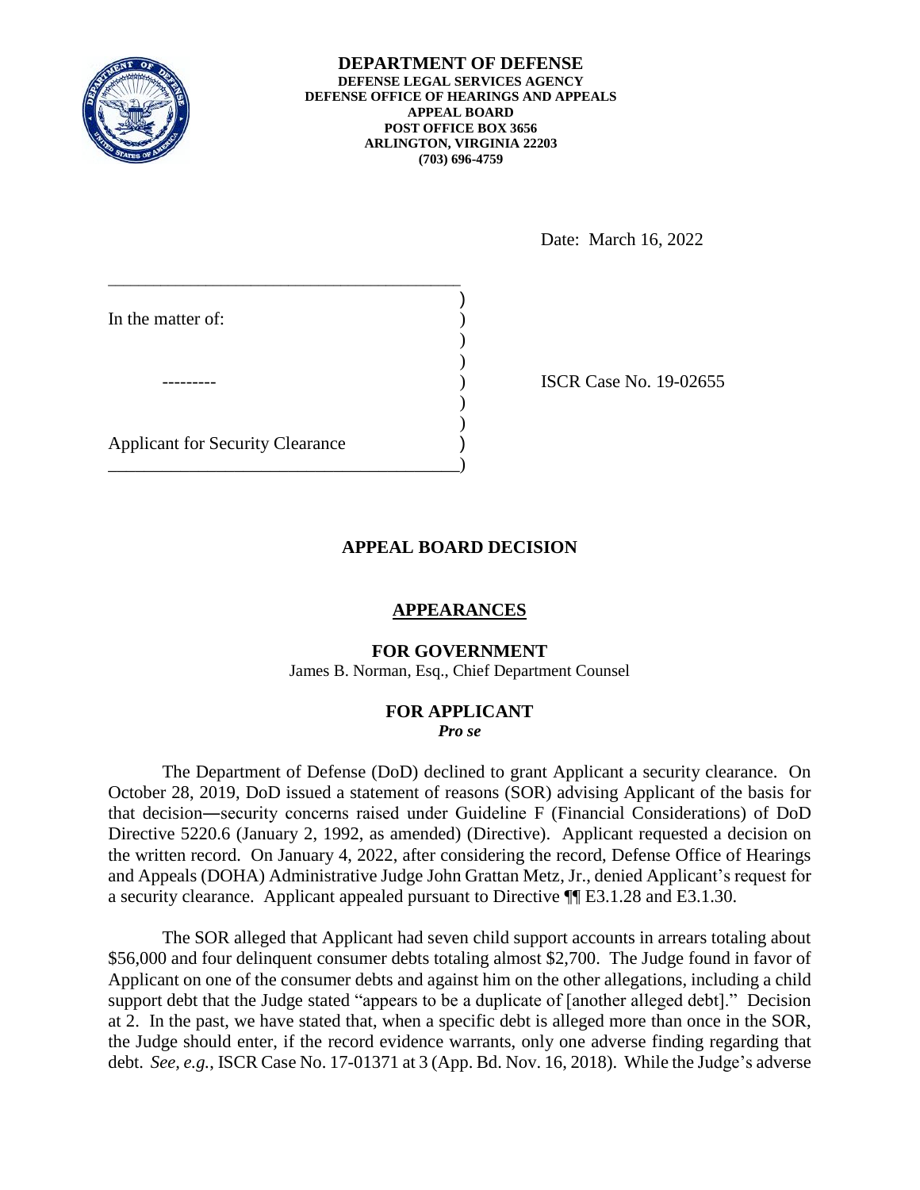**DEPARTMENT OF DEFENSE**
**DEFENSE LEGAL SERVICES AGENCY**
**DEFENSE OFFICE OF HEARINGS AND APPEALS**
**APPEAL BOARD**
**POST OFFICE BOX 3656**
**ARLINGTON, VIRGINIA 22203**
**(703) 696-4759**

Date: March 16, 2022

In the matter of:

---------

Applicant for Security Clearance

ISCR Case No. 19-02655

## APPEAL BOARD DECISION

### APPEARANCES

**FOR GOVERNMENT**
James B. Norman, Esq., Chief Department Counsel

**FOR APPLICANT**
***Pro se***

The Department of Defense (DoD) declined to grant Applicant a security clearance. On October 28, 2019, DoD issued a statement of reasons (SOR) advising Applicant of the basis for that decision―security concerns raised under Guideline F (Financial Considerations) of DoD Directive 5220.6 (January 2, 1992, as amended) (Directive). Applicant requested a decision on the written record. On January 4, 2022, after considering the record, Defense Office of Hearings and Appeals (DOHA) Administrative Judge John Grattan Metz, Jr., denied Applicant's request for a security clearance. Applicant appealed pursuant to Directive ¶¶ E3.1.28 and E3.1.30.

The SOR alleged that Applicant had seven child support accounts in arrears totaling about $56,000 and four delinquent consumer debts totaling almost $2,700. The Judge found in favor of Applicant on one of the consumer debts and against him on the other allegations, including a child support debt that the Judge stated "appears to be a duplicate of [another alleged debt]." Decision at 2. In the past, we have stated that, when a specific debt is alleged more than once in the SOR, the Judge should enter, if the record evidence warrants, only one adverse finding regarding that debt. *See, e.g.*, ISCR Case No. 17-01371 at 3 (App. Bd. Nov. 16, 2018). While the Judge's adverse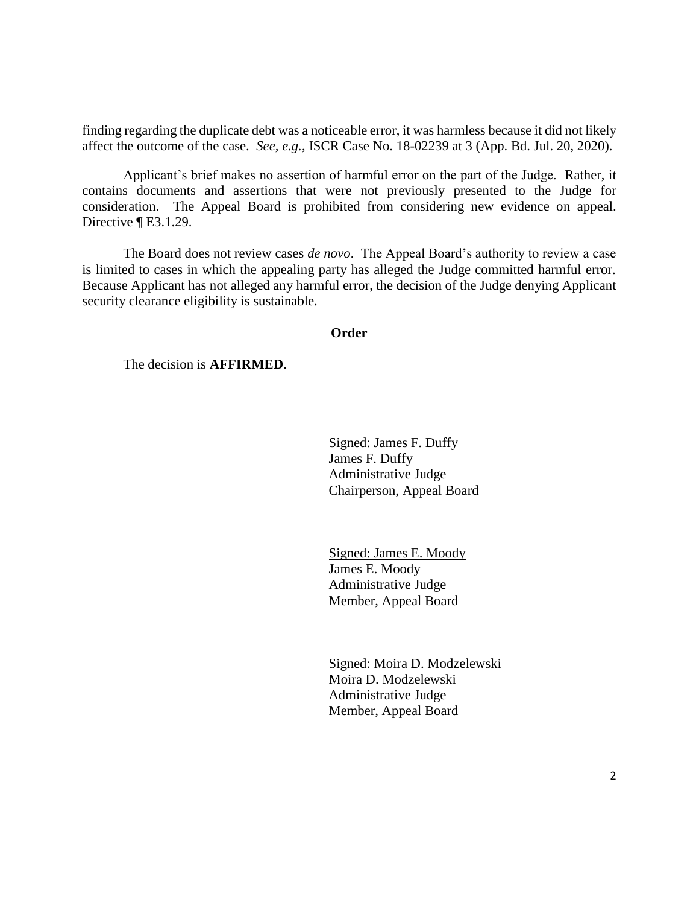finding regarding the duplicate debt was a noticeable error, it was harmless because it did not likely affect the outcome of the case. *See, e.g.*, ISCR Case No. 18-02239 at 3 (App. Bd. Jul. 20, 2020).

Applicant's brief makes no assertion of harmful error on the part of the Judge. Rather, it contains documents and assertions that were not previously presented to the Judge for consideration. The Appeal Board is prohibited from considering new evidence on appeal. Directive ¶ E3.1.29.

The Board does not review cases *de novo*. The Appeal Board's authority to review a case is limited to cases in which the appealing party has alleged the Judge committed harmful error. Because Applicant has not alleged any harmful error, the decision of the Judge denying Applicant security clearance eligibility is sustainable.

## Order

The decision is **AFFIRMED**.

Signed: James F. Duffy
James F. Duffy
Administrative Judge
Chairperson, Appeal Board

Signed: James E. Moody
James E. Moody
Administrative Judge
Member, Appeal Board

Signed: Moira D. Modzelewski
Moira D. Modzelewski
Administrative Judge
Member, Appeal Board